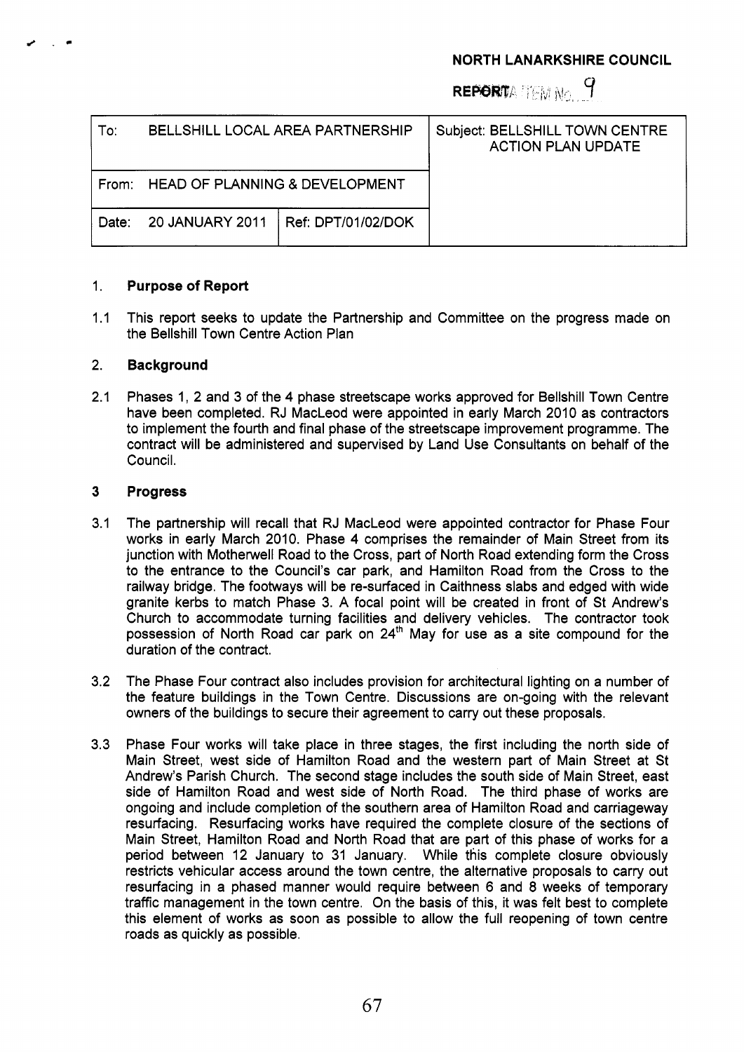**NORTH LANARKSHIRE COUNCIL**

**REPORT** ITEM No. 9

| To: BELLSHILL LOCAL AREA PARTNERSHIP | | Subject: BELLSHILL TOWN CENTRE ACTION PLAN UPDATE |
|---|---|---|
| From: HEAD OF PLANNING & DEVELOPMENT | | |
| Date: 20 JANUARY 2011 | Ref: DPT/01/02/DOK | |

## 1. Purpose of Report

1.1 This report seeks to update the Partnership and Committee on the progress made on the Bellshill Town Centre Action Plan

## 2. Background

2.1 Phases 1, 2 and 3 of the 4 phase streetscape works approved for Bellshill Town Centre have been completed. RJ MacLeod were appointed in early March 2010 as contractors to implement the fourth and final phase of the streetscape improvement programme. The contract will be administered and supervised by Land Use Consultants on behalf of the Council.

## 3 Progress

3.1 The partnership will recall that RJ MacLeod were appointed contractor for Phase Four works in early March 2010. Phase 4 comprises the remainder of Main Street from its junction with Motherwell Road to the Cross, part of North Road extending form the Cross to the entrance to the Council's car park, and Hamilton Road from the Cross to the railway bridge. The footways will be re-surfaced in Caithness slabs and edged with wide granite kerbs to match Phase 3. A focal point will be created in front of St Andrew's Church to accommodate turning facilities and delivery vehicles. The contractor took possession of North Road car park on 24th May for use as a site compound for the duration of the contract.

3.2 The Phase Four contract also includes provision for architectural lighting on a number of the feature buildings in the Town Centre. Discussions are on-going with the relevant owners of the buildings to secure their agreement to carry out these proposals.

3.3 Phase Four works will take place in three stages, the first including the north side of Main Street, west side of Hamilton Road and the western part of Main Street at St Andrew's Parish Church. The second stage includes the south side of Main Street, east side of Hamilton Road and west side of North Road. The third phase of works are ongoing and include completion of the southern area of Hamilton Road and carriageway resurfacing. Resurfacing works have required the complete closure of the sections of Main Street, Hamilton Road and North Road that are part of this phase of works for a period between 12 January to 31 January. While this complete closure obviously restricts vehicular access around the town centre, the alternative proposals to carry out resurfacing in a phased manner would require between 6 and 8 weeks of temporary traffic management in the town centre. On the basis of this, it was felt best to complete this element of works as soon as possible to allow the full reopening of town centre roads as quickly as possible.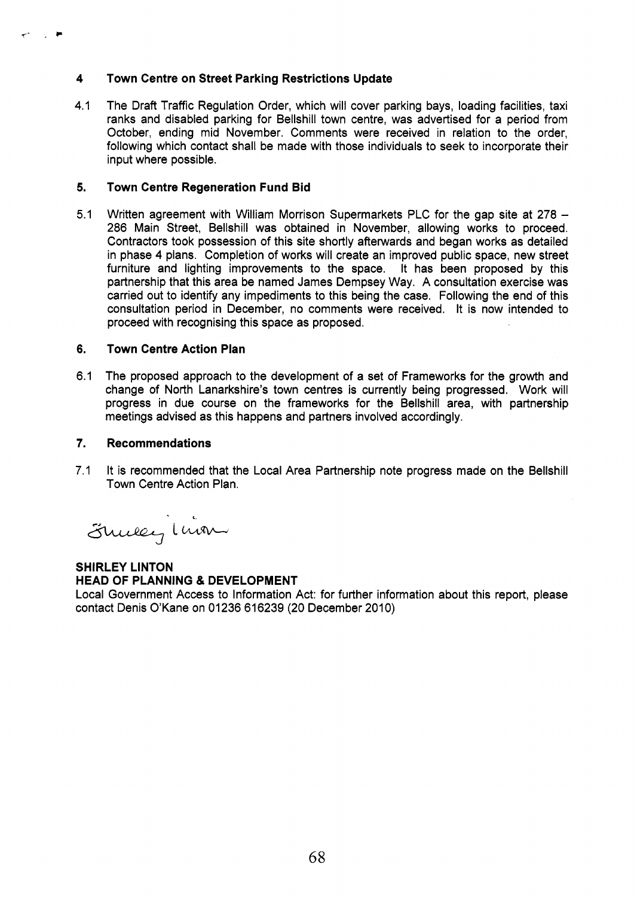## 4 Town Centre on Street Parking Restrictions Update

4.1 The Draft Traffic Regulation Order, which will cover parking bays, loading facilities, taxi ranks and disabled parking for Bellshill town centre, was advertised for a period from October, ending mid November. Comments were received in relation to the order, following which contact shall be made with those individuals to seek to incorporate their input where possible.

## 5. Town Centre Regeneration Fund Bid

5.1 Written agreement with William Morrison Supermarkets PLC for the gap site at 278 – 286 Main Street, Bellshill was obtained in November, allowing works to proceed. Contractors took possession of this site shortly afterwards and began works as detailed in phase 4 plans. Completion of works will create an improved public space, new street furniture and lighting improvements to the space. It has been proposed by this partnership that this area be named James Dempsey Way. A consultation exercise was carried out to identify any impediments to this being the case. Following the end of this consultation period in December, no comments were received. It is now intended to proceed with recognising this space as proposed.

## 6. Town Centre Action Plan

6.1 The proposed approach to the development of a set of Frameworks for the growth and change of North Lanarkshire's town centres is currently being progressed. Work will progress in due course on the frameworks for the Bellshill area, with partnership meetings advised as this happens and partners involved accordingly.

## 7. Recommendations

7.1 It is recommended that the Local Area Partnership note progress made on the Bellshill Town Centre Action Plan.

Shirley Linton

**SHIRLEY LINTON**
**HEAD OF PLANNING & DEVELOPMENT**

Local Government Access to Information Act: for further information about this report, please contact Denis O'Kane on 01236 616239 (20 December 2010)